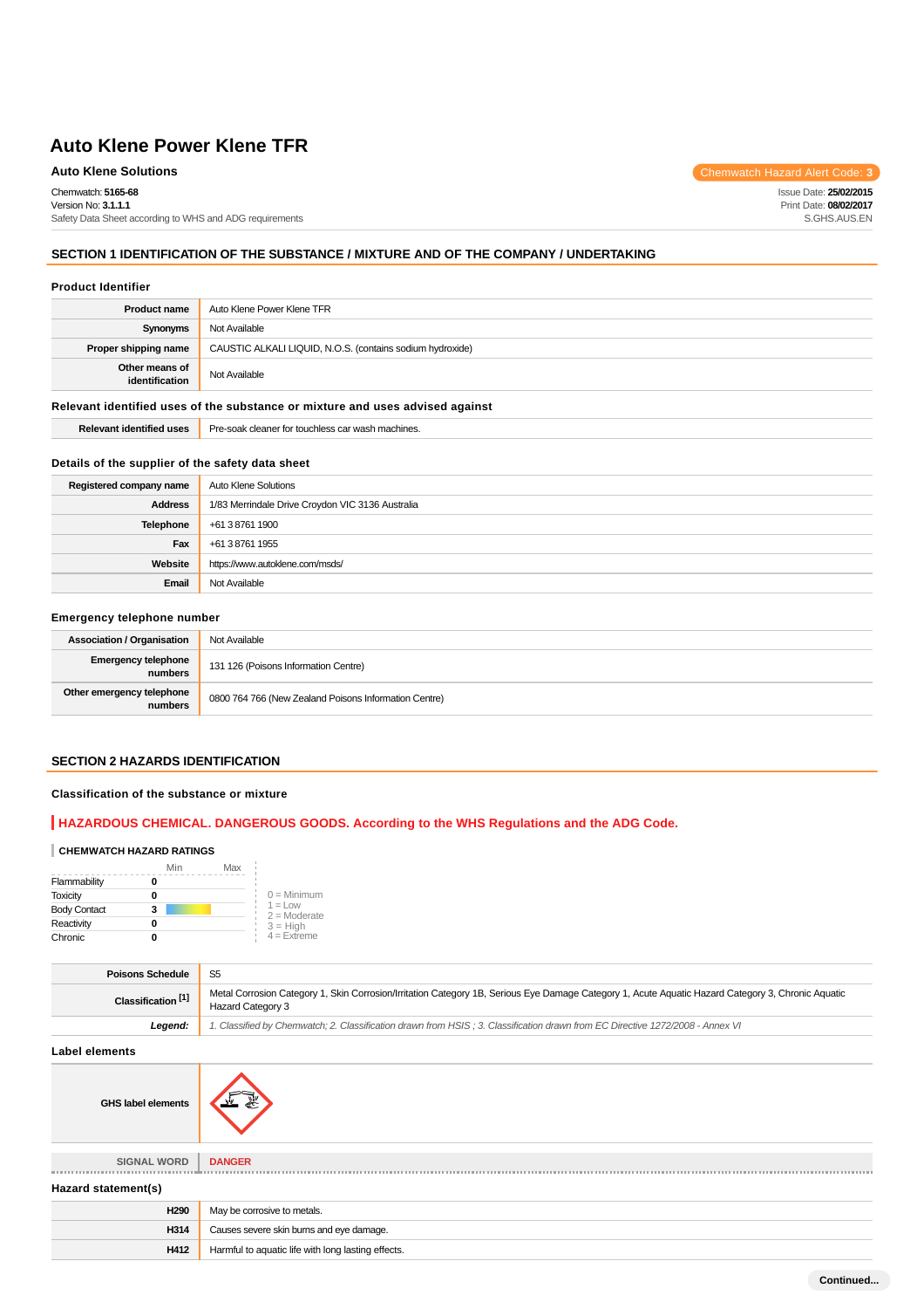// This is a Safety Data Sheet page; I'll transcribe faithfully.
# Auto Klene Power Klene TFR

**Auto Klene Solutions**

Chemwatch Hazard Alert Code: **3**

Chemwatch: **5165-68**
Version No: **3.1.1.1**
Safety Data Sheet according to WHS and ADG requirements

Issue Date: **25/02/2015**
Print Date: **08/02/2017**
S.GHS.AUS.EN

## SECTION 1 IDENTIFICATION OF THE SUBSTANCE / MIXTURE AND OF THE COMPANY / UNDERTAKING

### Product Identifier

| | |
|---|---|
| **Product name** | Auto Klene Power Klene TFR |
| **Synonyms** | Not Available |
| **Proper shipping name** | CAUSTIC ALKALI LIQUID, N.O.S. (contains sodium hydroxide) |
| **Other means of identification** | Not Available |

### Relevant identified uses of the substance or mixture and uses advised against

| | |
|---|---|
| **Relevant identified uses** | Pre-soak cleaner for touchless car wash machines. |

### Details of the supplier of the safety data sheet

| | |
|---|---|
| **Registered company name** | Auto Klene Solutions |
| **Address** | 1/83 Merrindale Drive Croydon VIC 3136 Australia |
| **Telephone** | +61 3 8761 1900 |
| **Fax** | +61 3 8761 1955 |
| **Website** | https://www.autoklene.com/msds/ |
| **Email** | Not Available |

### Emergency telephone number

| | |
|---|---|
| **Association / Organisation** | Not Available |
| **Emergency telephone numbers** | 131 126 (Poisons Information Centre) |
| **Other emergency telephone numbers** | 0800 764 766 (New Zealand Poisons Information Centre) |

## SECTION 2 HAZARDS IDENTIFICATION

### Classification of the substance or mixture

**HAZARDOUS CHEMICAL. DANGEROUS GOODS. According to the WHS Regulations and the ADG Code.**

**CHEMWATCH HAZARD RATINGS**

| | | Min | Max |
|---|---|---|---|
| Flammability | 0 | | |
| Toxicity | 0 | | |
| Body Contact | 3 | | |
| Reactivity | 0 | | |
| Chronic | 0 | | |

0 = Minimum
1 = Low
2 = Moderate
3 = High
4 = Extreme

| | |
|---|---|
| **Poisons Schedule** | S5 |
| **Classification** [1] | Metal Corrosion Category 1, Skin Corrosion/Irritation Category 1B, Serious Eye Damage Category 1, Acute Aquatic Hazard Category 3, Chronic Aquatic Hazard Category 3 |
| ***Legend:*** | *1. Classified by Chemwatch; 2. Classification drawn from HSIS ; 3. Classification drawn from EC Directive 1272/2008 - Annex VI* |

### Label elements

| | |
|---|---|
| **GHS label elements** | |
| **SIGNAL WORD** | **DANGER** |

### Hazard statement(s)

| | |
|---|---|
| **H290** | May be corrosive to metals. |
| **H314** | Causes severe skin burns and eye damage. |
| **H412** | Harmful to aquatic life with long lasting effects. |

**Continued...**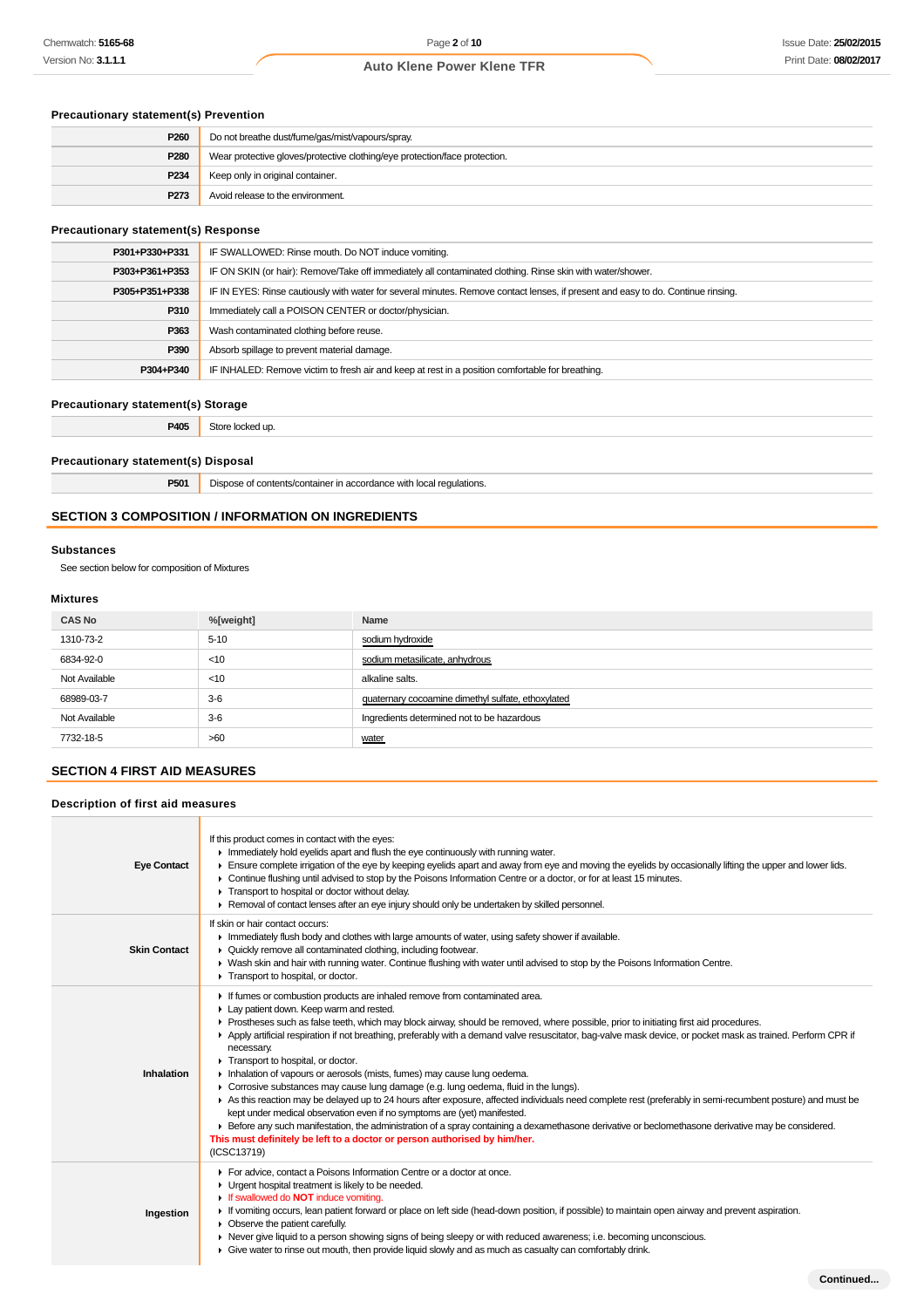### Precautionary statement(s) Prevention

| | |
|---|---|
| **P260** | Do not breathe dust/fume/gas/mist/vapours/spray. |
| **P280** | Wear protective gloves/protective clothing/eye protection/face protection. |
| **P234** | Keep only in original container. |
| **P273** | Avoid release to the environment. |

### Precautionary statement(s) Response

| | |
|---|---|
| **P301+P330+P331** | IF SWALLOWED: Rinse mouth. Do NOT induce vomiting. |
| **P303+P361+P353** | IF ON SKIN (or hair): Remove/Take off immediately all contaminated clothing. Rinse skin with water/shower. |
| **P305+P351+P338** | IF IN EYES: Rinse cautiously with water for several minutes. Remove contact lenses, if present and easy to do. Continue rinsing. |
| **P310** | Immediately call a POISON CENTER or doctor/physician. |
| **P363** | Wash contaminated clothing before reuse. |
| **P390** | Absorb spillage to prevent material damage. |
| **P304+P340** | IF INHALED: Remove victim to fresh air and keep at rest in a position comfortable for breathing. |

### Precautionary statement(s) Storage

| | |
|---|---|
| **P405** | Store locked up. |

### Precautionary statement(s) Disposal

| | |
|---|---|
| **P501** | Dispose of contents/container in accordance with local regulations. |

## SECTION 3 COMPOSITION / INFORMATION ON INGREDIENTS

### Substances

See section below for composition of Mixtures

### Mixtures

| CAS No | %[weight] | Name |
|---|---|---|
| 1310-73-2 | 5-10 | sodium hydroxide |
| 6834-92-0 | <10 | sodium metasilicate, anhydrous |
| Not Available | <10 | alkaline salts. |
| 68989-03-7 | 3-6 | quaternary cocoamine dimethyl sulfate, ethoxylated |
| Not Available | 3-6 | Ingredients determined not to be hazardous |
| 7732-18-5 | >60 | water |

## SECTION 4 FIRST AID MEASURES

### Description of first aid measures

| | |
|---|---|
| **Eye Contact** | If this product comes in contact with the eyes:<br>▸ Immediately hold eyelids apart and flush the eye continuously with running water.<br>▸ Ensure complete irrigation of the eye by keeping eyelids apart and away from eye and moving the eyelids by occasionally lifting the upper and lower lids.<br>▸ Continue flushing until advised to stop by the Poisons Information Centre or a doctor, or for at least 15 minutes.<br>▸ Transport to hospital or doctor without delay.<br>▸ Removal of contact lenses after an eye injury should only be undertaken by skilled personnel. |
| **Skin Contact** | If skin or hair contact occurs:<br>▸ Immediately flush body and clothes with large amounts of water, using safety shower if available.<br>▸ Quickly remove all contaminated clothing, including footwear.<br>▸ Wash skin and hair with running water. Continue flushing with water until advised to stop by the Poisons Information Centre.<br>▸ Transport to hospital, or doctor. |
| **Inhalation** | ▸ If fumes or combustion products are inhaled remove from contaminated area.<br>▸ Lay patient down. Keep warm and rested.<br>▸ Prostheses such as false teeth, which may block airway, should be removed, where possible, prior to initiating first aid procedures.<br>▸ Apply artificial respiration if not breathing, preferably with a demand valve resuscitator, bag-valve mask device, or pocket mask as trained. Perform CPR if necessary.<br>▸ Transport to hospital, or doctor.<br>▸ Inhalation of vapours or aerosols (mists, fumes) may cause lung oedema.<br>▸ Corrosive substances may cause lung damage (e.g. lung oedema, fluid in the lungs).<br>▸ As this reaction may be delayed up to 24 hours after exposure, affected individuals need complete rest (preferably in semi-recumbent posture) and must be kept under medical observation even if no symptoms are (yet) manifested.<br>▸ Before any such manifestation, the administration of a spray containing a dexamethasone derivative or beclomethasone derivative may be considered.<br>**This must definitely be left to a doctor or person authorised by him/her.**<br>(ICSC13719) |
| **Ingestion** | ▸ For advice, contact a Poisons Information Centre or a doctor at once.<br>▸ Urgent hospital treatment is likely to be needed.<br>▸ If swallowed do **NOT** induce vomiting.<br>▸ If vomiting occurs, lean patient forward or place on left side (head-down position, if possible) to maintain open airway and prevent aspiration.<br>▸ Observe the patient carefully.<br>▸ Never give liquid to a person showing signs of being sleepy or with reduced awareness; i.e. becoming unconscious.<br>▸ Give water to rinse out mouth, then provide liquid slowly and as much as casualty can comfortably drink. |

Continued...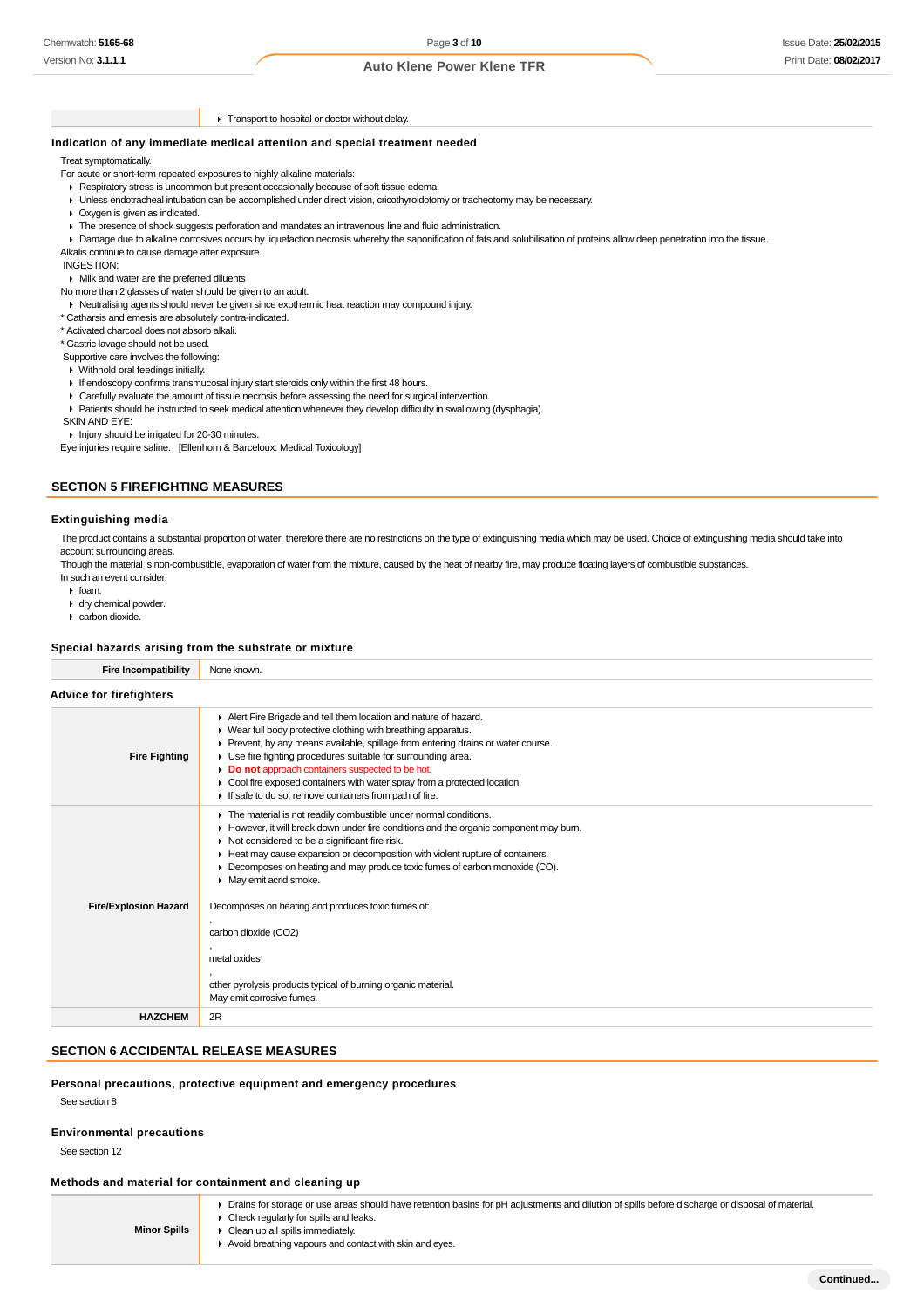| | |
|---|---|
| | ▸ Transport to hospital or doctor without delay. |

### Indication of any immediate medical attention and special treatment needed

Treat symptomatically.

For acute or short-term repeated exposures to highly alkaline materials:

- Respiratory stress is uncommon but present occasionally because of soft tissue edema.
- Unless endotracheal intubation can be accomplished under direct vision, cricothyroidotomy or tracheotomy may be necessary.
- Oxygen is given as indicated.
- The presence of shock suggests perforation and mandates an intravenous line and fluid administration.
- Damage due to alkaline corrosives occurs by liquefaction necrosis whereby the saponification of fats and solubilisation of proteins allow deep penetration into the tissue.

Alkalis continue to cause damage after exposure.

INGESTION:

- Milk and water are the preferred diluents

No more than 2 glasses of water should be given to an adult.

- Neutralising agents should never be given since exothermic heat reaction may compound injury.

* Catharsis and emesis are absolutely contra-indicated.
* Activated charcoal does not absorb alkali.
* Gastric lavage should not be used.

Supportive care involves the following:

- Withhold oral feedings initially.
- If endoscopy confirms transmucosal injury start steroids only within the first 48 hours.
- Carefully evaluate the amount of tissue necrosis before assessing the need for surgical intervention.
- Patients should be instructed to seek medical attention whenever they develop difficulty in swallowing (dysphagia).

SKIN AND EYE:

- Injury should be irrigated for 20-30 minutes.

Eye injuries require saline. [Ellenhorn & Barceloux: Medical Toxicology]

## SECTION 5 FIREFIGHTING MEASURES

### Extinguishing media

The product contains a substantial proportion of water, therefore there are no restrictions on the type of extinguishing media which may be used. Choice of extinguishing media should take into account surrounding areas.

Though the material is non-combustible, evaporation of water from the mixture, caused by the heat of nearby fire, may produce floating layers of combustible substances.

In such an event consider:

- foam.
- dry chemical powder.
- carbon dioxide.

### Special hazards arising from the substrate or mixture

| | |
|---|---|
| **Fire Incompatibility** | None known. |

### Advice for firefighters

| | |
|---|---|
| **Fire Fighting** | ▸ Alert Fire Brigade and tell them location and nature of hazard.<br>▸ Wear full body protective clothing with breathing apparatus.<br>▸ Prevent, by any means available, spillage from entering drains or water course.<br>▸ Use fire fighting procedures suitable for surrounding area.<br>▸ **Do not** approach containers suspected to be hot.<br>▸ Cool fire exposed containers with water spray from a protected location.<br>▸ If safe to do so, remove containers from path of fire. |
| **Fire/Explosion Hazard** | ▸ The material is not readily combustible under normal conditions.<br>▸ However, it will break down under fire conditions and the organic component may burn.<br>▸ Not considered to be a significant fire risk.<br>▸ Heat may cause expansion or decomposition with violent rupture of containers.<br>▸ Decomposes on heating and may produce toxic fumes of carbon monoxide (CO).<br>▸ May emit acrid smoke.<br><br>Decomposes on heating and produces toxic fumes of:<br>,<br>carbon dioxide ($CO_2$)<br>,<br>metal oxides<br>,<br>other pyrolysis products typical of burning organic material.<br>May emit corrosive fumes. |
| **HAZCHEM** | 2R |

## SECTION 6 ACCIDENTAL RELEASE MEASURES

### Personal precautions, protective equipment and emergency procedures

See section 8

### Environmental precautions

See section 12

### Methods and material for containment and cleaning up

| | |
|---|---|
| **Minor Spills** | ▸ Drains for storage or use areas should have retention basins for pH adjustments and dilution of spills before discharge or disposal of material.<br>▸ Check regularly for spills and leaks.<br>▸ Clean up all spills immediately.<br>▸ Avoid breathing vapours and contact with skin and eyes. |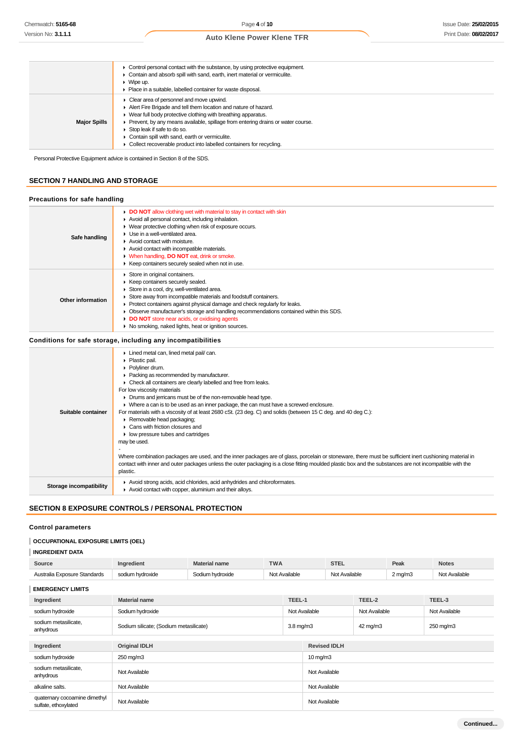| | |
|---|---|
| | ▸ Control personal contact with the substance, by using protective equipment.<br>▸ Contain and absorb spill with sand, earth, inert material or vermiculite.<br>▸ Wipe up.<br>▸ Place in a suitable, labelled container for waste disposal. |
| **Major Spills** | ▸ Clear area of personnel and move upwind.<br>▸ Alert Fire Brigade and tell them location and nature of hazard.<br>▸ Wear full body protective clothing with breathing apparatus.<br>▸ Prevent, by any means available, spillage from entering drains or water course.<br>▸ Stop leak if safe to do so.<br>▸ Contain spill with sand, earth or vermiculite.<br>▸ Collect recoverable product into labelled containers for recycling. |

Personal Protective Equipment advice is contained in Section 8 of the SDS.

## SECTION 7 HANDLING AND STORAGE

### Precautions for safe handling

| | |
|---|---|
| **Safe handling** | ▸ **DO NOT** allow clothing wet with material to stay in contact with skin<br>▸ Avoid all personal contact, including inhalation.<br>▸ Wear protective clothing when risk of exposure occurs.<br>▸ Use in a well-ventilated area.<br>▸ Avoid contact with moisture.<br>▸ Avoid contact with incompatible materials.<br>▸ When handling, **DO NOT** eat, drink or smoke.<br>▸ Keep containers securely sealed when not in use. |
| **Other information** | ▸ Store in original containers.<br>▸ Keep containers securely sealed.<br>▸ Store in a cool, dry, well-ventilated area.<br>▸ Store away from incompatible materials and foodstuff containers.<br>▸ Protect containers against physical damage and check regularly for leaks.<br>▸ Observe manufacturer's storage and handling recommendations contained within this SDS.<br>▸ **DO NOT** store near acids, or oxidising agents<br>▸ No smoking, naked lights, heat or ignition sources. |

### Conditions for safe storage, including any incompatibilities

| | |
|---|---|
| **Suitable container** | ▸ Lined metal can, lined metal pail/ can.<br>▸ Plastic pail.<br>▸ Polyliner drum.<br>▸ Packing as recommended by manufacturer.<br>▸ Check all containers are clearly labelled and free from leaks.<br>For low viscosity materials<br>▸ Drums and jerricans must be of the non-removable head type.<br>▸ Where a can is to be used as an inner package, the can must have a screwed enclosure.<br>For materials with a viscosity of at least 2680 cSt. (23 deg. C) and solids (between 15 C deg. and 40 deg C.):<br>▸ Removable head packaging;<br>▸ Cans with friction closures and<br>▸ low pressure tubes and cartridges<br>may be used.<br>-<br>Where combination packages are used, and the inner packages are of glass, porcelain or stoneware, there must be sufficient inert cushioning material in contact with inner and outer packages unless the outer packaging is a close fitting moulded plastic box and the substances are not incompatible with the plastic. |
| **Storage incompatibility** | ▸ Avoid strong acids, acid chlorides, acid anhydrides and chloroformates.<br>▸ Avoid contact with copper, aluminium and their alloys. |

## SECTION 8 EXPOSURE CONTROLS / PERSONAL PROTECTION

### Control parameters

#### OCCUPATIONAL EXPOSURE LIMITS (OEL)

#### INGREDIENT DATA

| Source | Ingredient | Material name | TWA | STEL | Peak | Notes |
|---|---|---|---|---|---|---|
| Australia Exposure Standards | sodium hydroxide | Sodium hydroxide | Not Available | Not Available | 2 mg/m3 | Not Available |

#### EMERGENCY LIMITS

| Ingredient | Material name | TEEL-1 | TEEL-2 | TEEL-3 |
|---|---|---|---|---|
| sodium hydroxide | Sodium hydroxide | Not Available | Not Available | Not Available |
| sodium metasilicate, anhydrous | Sodium silicate; (Sodium metasilicate) | 3.8 mg/m3 | 42 mg/m3 | 250 mg/m3 |

| Ingredient | Original IDLH | Revised IDLH |
|---|---|---|
| sodium hydroxide | 250 mg/m3 | 10 mg/m3 |
| sodium metasilicate, anhydrous | Not Available | Not Available |
| alkaline salts. | Not Available | Not Available |
| quaternary cocoamine dimethyl sulfate, ethoxylated | Not Available | Not Available |

Continued...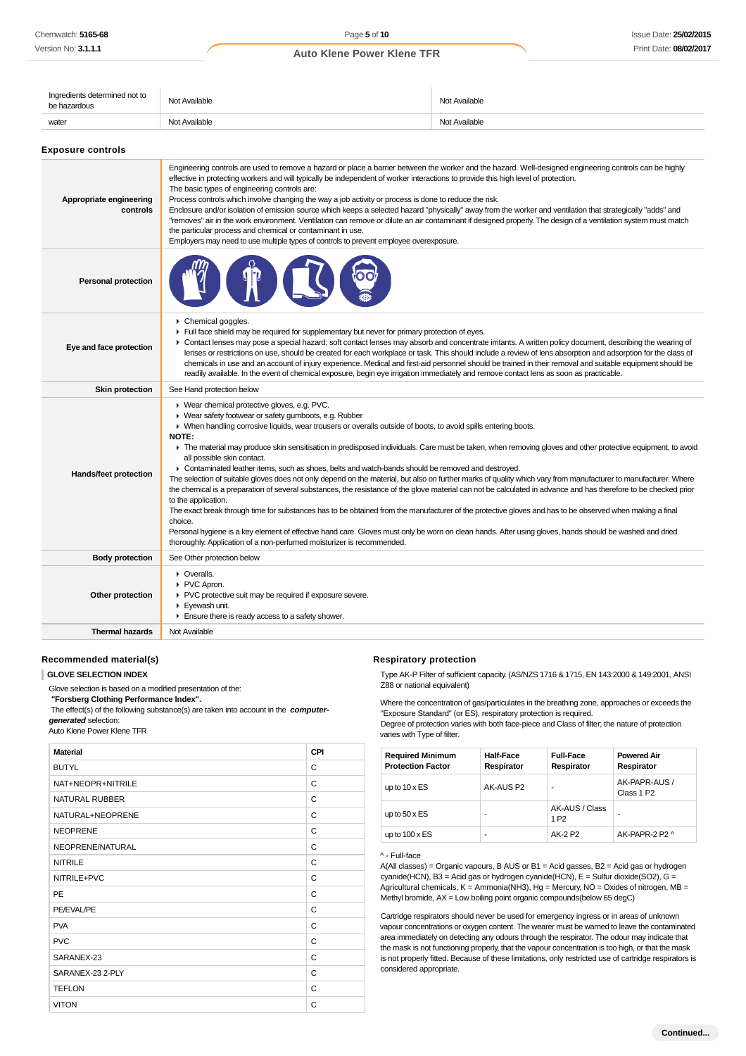| | | |
|---|---|---|
| Ingredients determined not to be hazardous | Not Available | Not Available |
| water | Not Available | Not Available |

## Exposure controls

| | |
|---|---|
| **Appropriate engineering controls** | Engineering controls are used to remove a hazard or place a barrier between the worker and the hazard. Well-designed engineering controls can be highly effective in protecting workers and will typically be independent of worker interactions to provide this high level of protection.<br>The basic types of engineering controls are:<br>Process controls which involve changing the way a job activity or process is done to reduce the risk.<br>Enclosure and/or isolation of emission source which keeps a selected hazard "physically" away from the worker and ventilation that strategically "adds" and "removes" air in the work environment. Ventilation can remove or dilute an air contaminant if designed properly. The design of a ventilation system must match the particular process and chemical or contaminant in use.<br>Employers may need to use multiple types of controls to prevent employee overexposure. |
| **Personal protection** | |
| **Eye and face protection** | ▶ Chemical goggles.<br>▶ Full face shield may be required for supplementary but never for primary protection of eyes.<br>▶ Contact lenses may pose a special hazard; soft contact lenses may absorb and concentrate irritants. A written policy document, describing the wearing of lenses or restrictions on use, should be created for each workplace or task. This should include a review of lens absorption and adsorption for the class of chemicals in use and an account of injury experience. Medical and first-aid personnel should be trained in their removal and suitable equipment should be readily available. In the event of chemical exposure, begin eye irrigation immediately and remove contact lens as soon as practicable. |
| **Skin protection** | See Hand protection below |
| **Hands/feet protection** | ▶ Wear chemical protective gloves, e.g. PVC.<br>▶ Wear safety footwear or safety gumboots, e.g. Rubber<br>▶ When handling corrosive liquids, wear trousers or overalls outside of boots, to avoid spills entering boots.<br>**NOTE:**<br>▶ The material may produce skin sensitisation in predisposed individuals. Care must be taken, when removing gloves and other protective equipment, to avoid all possible skin contact.<br>▶ Contaminated leather items, such as shoes, belts and watch-bands should be removed and destroyed.<br>The selection of suitable gloves does not only depend on the material, but also on further marks of quality which vary from manufacturer to manufacturer. Where the chemical is a preparation of several substances, the resistance of the glove material can not be calculated in advance and has therefore to be checked prior to the application.<br>The exact break through time for substances has to be obtained from the manufacturer of the protective gloves and.has to be observed when making a final choice.<br>Personal hygiene is a key element of effective hand care. Gloves must only be worn on clean hands. After using gloves, hands should be washed and dried thoroughly. Application of a non-perfumed moisturizer is recommended. |
| **Body protection** | See Other protection below |
| **Other protection** | ▶ Overalls.<br>▶ PVC Apron.<br>▶ PVC protective suit may be required if exposure severe.<br>▶ Eyewash unit.<br>▶ Ensure there is ready access to a safety shower. |
| **Thermal hazards** | Not Available |

### Recommended material(s)

**GLOVE SELECTION INDEX**

Glove selection is based on a modified presentation of the:
**"Forsberg Clothing Performance Index".**
The effect(s) of the following substance(s) are taken into account in the ***computer-generated*** selection:
Auto Klene Power Klene TFR

| Material | CPI |
|---|---|
| BUTYL | C |
| NAT+NEOPR+NITRILE | C |
| NATURAL RUBBER | C |
| NATURAL+NEOPRENE | C |
| NEOPRENE | C |
| NEOPRENE/NATURAL | C |
| NITRILE | C |
| NITRILE+PVC | C |
| PE | C |
| PE/EVAL/PE | C |
| PVA | C |
| PVC | C |
| SARANEX-23 | C |
| SARANEX-23 2-PLY | C |
| TEFLON | C |
| VITON | C |

### Respiratory protection

Type AK-P Filter of sufficient capacity. (AS/NZS 1716 & 1715, EN 143:2000 & 149:2001, ANSI Z88 or national equivalent)

Where the concentration of gas/particulates in the breathing zone, approaches or exceeds the "Exposure Standard" (or ES), respiratory protection is required.
Degree of protection varies with both face-piece and Class of filter; the nature of protection varies with Type of filter.

| Required Minimum Protection Factor | Half-Face Respirator | Full-Face Respirator | Powered Air Respirator |
|---|---|---|---|
| up to 10 x ES | AK-AUS P2 | - | AK-PAPR-AUS / Class 1 P2 |
| up to 50 x ES | - | AK-AUS / Class 1 P2 | - |
| up to 100 x ES | - | AK-2 P2 | AK-PAPR-2 P2 ^ |

^ - Full-face
A(All classes) = Organic vapours, B AUS or B1 = Acid gasses, B2 = Acid gas or hydrogen cyanide(HCN), B3 = Acid gas or hydrogen cyanide(HCN), E = Sulfur dioxide(SO2), G = Agricultural chemicals, K = Ammonia(NH3), Hg = Mercury, NO = Oxides of nitrogen, MB = Methyl bromide, AX = Low boiling point organic compounds(below 65 degC)

Cartridge respirators should never be used for emergency ingress or in areas of unknown vapour concentrations or oxygen content. The wearer must be warned to leave the contaminated area immediately on detecting any odours through the respirator. The odour may indicate that the mask is not functioning properly, that the vapour concentration is too high, or that the mask is not properly fitted. Because of these limitations, only restricted use of cartridge respirators is considered appropriate.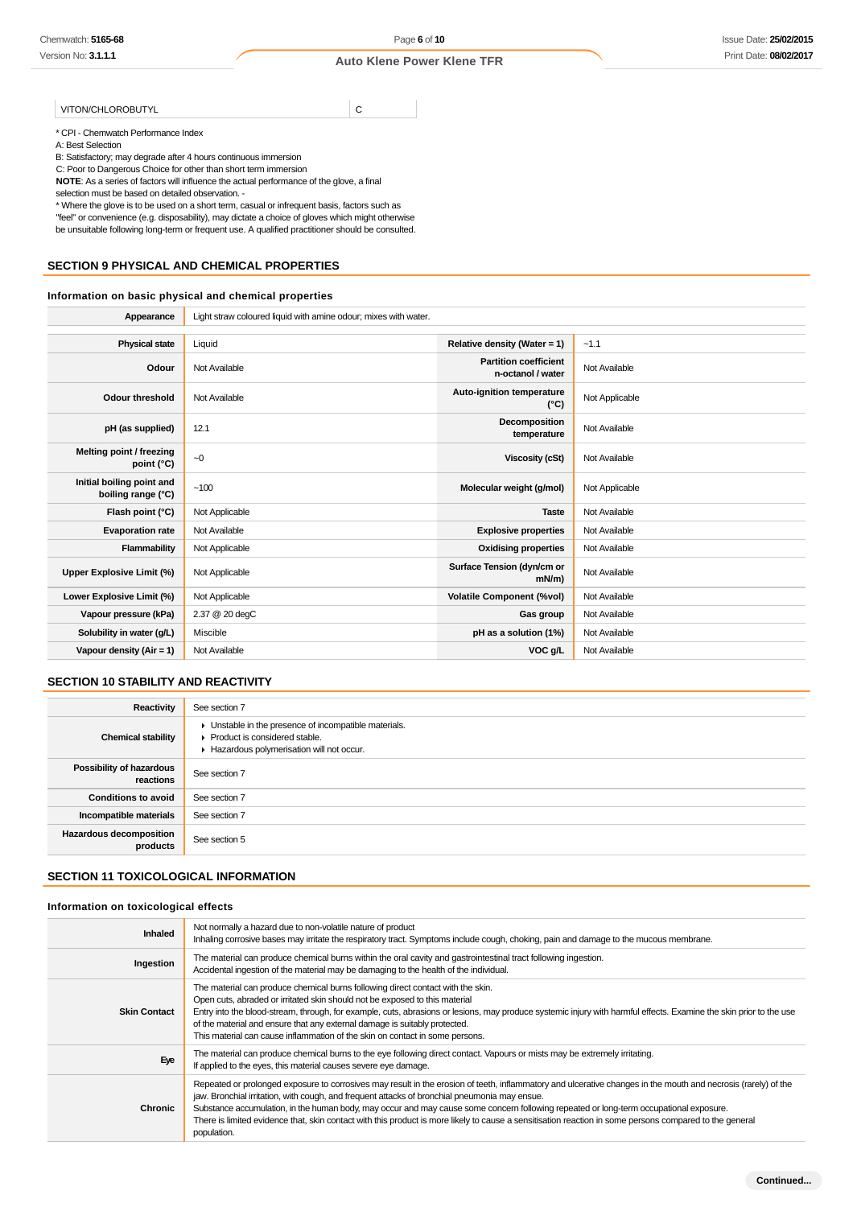| VITON/CHLOROBUTYL | C |
|---|---|

* CPI - Chemwatch Performance Index
A: Best Selection
B: Satisfactory; may degrade after 4 hours continuous immersion
C: Poor to Dangerous Choice for other than short term immersion
**NOTE**: As a series of factors will influence the actual performance of the glove, a final selection must be based on detailed observation. -
* Where the glove is to be used on a short term, casual or infrequent basis, factors such as "feel" or convenience (e.g. disposability), may dictate a choice of gloves which might otherwise be unsuitable following long-term or frequent use. A qualified practitioner should be consulted.

## SECTION 9 PHYSICAL AND CHEMICAL PROPERTIES

### Information on basic physical and chemical properties

| **Appearance** | Light straw coloured liquid with amine odour; mixes with water. | | |
|---|---|---|---|
| **Physical state** | Liquid | **Relative density (Water = 1)** | ~1.1 |
| **Odour** | Not Available | **Partition coefficient n-octanol / water** | Not Available |
| **Odour threshold** | Not Available | **Auto-ignition temperature (°C)** | Not Applicable |
| **pH (as supplied)** | 12.1 | **Decomposition temperature** | Not Available |
| **Melting point / freezing point (°C)** | ~0 | **Viscosity (cSt)** | Not Available |
| **Initial boiling point and boiling range (°C)** | ~100 | **Molecular weight (g/mol)** | Not Applicable |
| **Flash point (°C)** | Not Applicable | **Taste** | Not Available |
| **Evaporation rate** | Not Available | **Explosive properties** | Not Available |
| **Flammability** | Not Applicable | **Oxidising properties** | Not Available |
| **Upper Explosive Limit (%)** | Not Applicable | **Surface Tension (dyn/cm or mN/m)** | Not Available |
| **Lower Explosive Limit (%)** | Not Applicable | **Volatile Component (%vol)** | Not Available |
| **Vapour pressure (kPa)** | 2.37 @ 20 degC | **Gas group** | Not Available |
| **Solubility in water (g/L)** | Miscible | **pH as a solution (1%)** | Not Available |
| **Vapour density (Air = 1)** | Not Available | **VOC g/L** | Not Available |

## SECTION 10 STABILITY AND REACTIVITY

| **Reactivity** | See section 7 |
|---|---|
| **Chemical stability** | ▸ Unstable in the presence of incompatible materials.<br>▸ Product is considered stable.<br>▸ Hazardous polymerisation will not occur. |
| **Possibility of hazardous reactions** | See section 7 |
| **Conditions to avoid** | See section 7 |
| **Incompatible materials** | See section 7 |
| **Hazardous decomposition products** | See section 5 |

## SECTION 11 TOXICOLOGICAL INFORMATION

### Information on toxicological effects

| **Inhaled** | Not normally a hazard due to non-volatile nature of product<br>Inhaling corrosive bases may irritate the respiratory tract. Symptoms include cough, choking, pain and damage to the mucous membrane. |
|---|---|
| **Ingestion** | The material can produce chemical burns within the oral cavity and gastrointestinal tract following ingestion.<br>Accidental ingestion of the material may be damaging to the health of the individual. |
| **Skin Contact** | The material can produce chemical burns following direct contact with the skin.<br>Open cuts, abraded or irritated skin should not be exposed to this material<br>Entry into the blood-stream, through, for example, cuts, abrasions or lesions, may produce systemic injury with harmful effects. Examine the skin prior to the use of the material and ensure that any external damage is suitably protected.<br>This material can cause inflammation of the skin on contact in some persons. |
| **Eye** | The material can produce chemical burns to the eye following direct contact. Vapours or mists may be extremely irritating.<br>If applied to the eyes, this material causes severe eye damage. |
| **Chronic** | Repeated or prolonged exposure to corrosives may result in the erosion of teeth, inflammatory and ulcerative changes in the mouth and necrosis (rarely) of the jaw. Bronchial irritation, with cough, and frequent attacks of bronchial pneumonia may ensue.<br>Substance accumulation, in the human body, may occur and may cause some concern following repeated or long-term occupational exposure.<br>There is limited evidence that, skin contact with this product is more likely to cause a sensitisation reaction in some persons compared to the general population. |

Continued...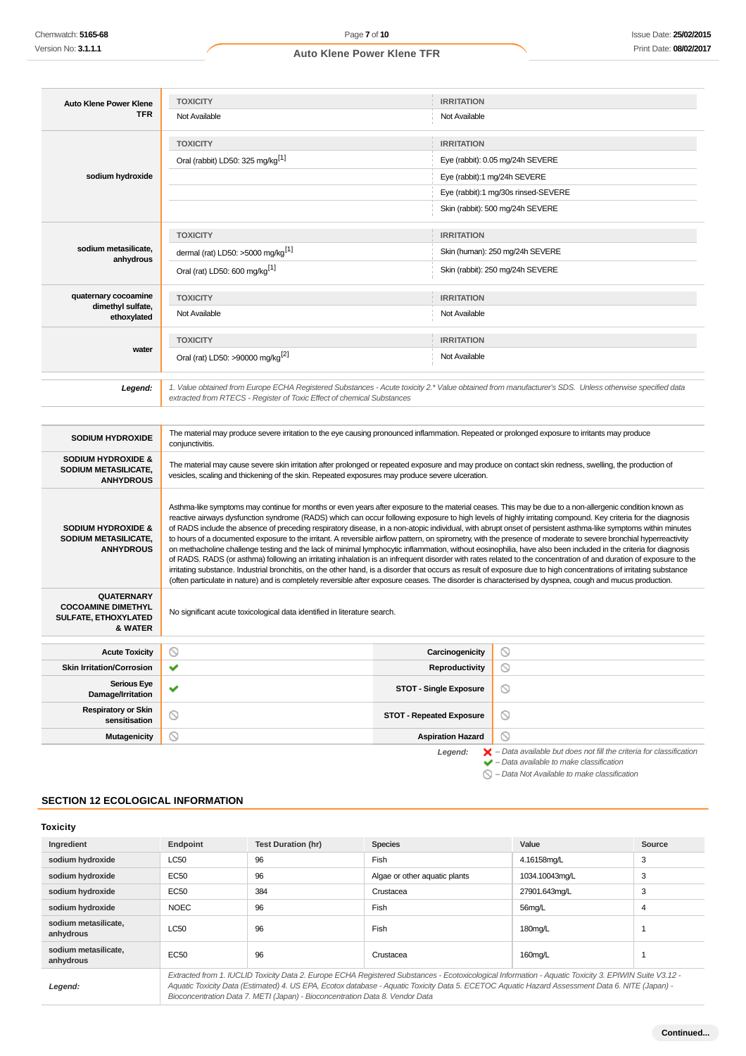| | TOXICITY | IRRITATION |
|---|---|---|
| **Auto Klene Power Klene TFR** | Not Available | Not Available |
| **sodium hydroxide** | Oral (rabbit) LD50: 325 mg/kg[1] | Eye (rabbit): 0.05 mg/24h SEVERE |
| | | Eye (rabbit):1 mg/24h SEVERE |
| | | Eye (rabbit):1 mg/30s rinsed-SEVERE |
| | | Skin (rabbit): 500 mg/24h SEVERE |
| **sodium metasilicate, anhydrous** | dermal (rat) LD50: >5000 mg/kg[1] | Skin (human): 250 mg/24h SEVERE |
| | Oral (rat) LD50: 600 mg/kg[1] | Skin (rabbit): 250 mg/24h SEVERE |
| **quaternary cocoamine dimethyl sulfate, ethoxylated** | Not Available | Not Available |
| **water** | Oral (rat) LD50: >90000 mg/kg[2] | Not Available |

***Legend:*** *1. Value obtained from Europe ECHA Registered Substances - Acute toxicity 2.* Value obtained from manufacturer's SDS. Unless otherwise specified data extracted from RTECS - Register of Toxic Effect of chemical Substances*

| | |
|---|---|
| **SODIUM HYDROXIDE** | The material may produce severe irritation to the eye causing pronounced inflammation. Repeated or prolonged exposure to irritants may produce conjunctivitis. |
| **SODIUM HYDROXIDE & SODIUM METASILICATE, ANHYDROUS** | The material may cause severe skin irritation after prolonged or repeated exposure and may produce on contact skin redness, swelling, the production of vesicles, scaling and thickening of the skin. Repeated exposures may produce severe ulceration. |
| **SODIUM HYDROXIDE & SODIUM METASILICATE, ANHYDROUS** | Asthma-like symptoms may continue for months or even years after exposure to the material ceases. This may be due to a non-allergenic condition known as reactive airways dysfunction syndrome (RADS) which can occur following exposure to high levels of highly irritating compound. Key criteria for the diagnosis of RADS include the absence of preceding respiratory disease, in a non-atopic individual, with abrupt onset of persistent asthma-like symptoms within minutes to hours of a documented exposure to the irritant. A reversible airflow pattern, on spirometry, with the presence of moderate to severe bronchial hyperreactivity on methacholine challenge testing and the lack of minimal lymphocytic inflammation, without eosinophilia, have also been included in the criteria for diagnosis of RADS. RADS (or asthma) following an irritating inhalation is an infrequent disorder with rates related to the concentration of and duration of exposure to the irritating substance. Industrial bronchitis, on the other hand, is a disorder that occurs as result of exposure due to high concentrations of irritating substance (often particulate in nature) and is completely reversible after exposure ceases. The disorder is characterised by dyspnea, cough and mucus production. |
| **QUATERNARY COCOAMINE DIMETHYL SULFATE, ETHOXYLATED & WATER** | No significant acute toxicological data identified in literature search. |

| | | | |
|---|---|---|---|
| **Acute Toxicity** | ⊘ | **Carcinogenicity** | ⊘ |
| **Skin Irritation/Corrosion** | ✔ | **Reproductivity** | ⊘ |
| **Serious Eye Damage/Irritation** | ✔ | **STOT - Single Exposure** | ⊘ |
| **Respiratory or Skin sensitisation** | ⊘ | **STOT - Repeated Exposure** | ⊘ |
| **Mutagenicity** | ⊘ | **Aspiration Hazard** | ⊘ |

***Legend:***
✘ *– Data available but does not fill the criteria for classification*
✔ *– Data available to make classification*
⊘ *– Data Not Available to make classification*

## SECTION 12 ECOLOGICAL INFORMATION

### Toxicity

| Ingredient | Endpoint | Test Duration (hr) | Species | Value | Source |
|---|---|---|---|---|---|
| sodium hydroxide | LC50 | 96 | Fish | 4.16158mg/L | 3 |
| sodium hydroxide | EC50 | 96 | Algae or other aquatic plants | 1034.10043mg/L | 3 |
| sodium hydroxide | EC50 | 384 | Crustacea | 27901.643mg/L | 3 |
| sodium hydroxide | NOEC | 96 | Fish | 56mg/L | 4 |
| sodium metasilicate, anhydrous | LC50 | 96 | Fish | 180mg/L | 1 |
| sodium metasilicate, anhydrous | EC50 | 96 | Crustacea | 160mg/L | 1 |
| ***Legend:*** | *Extracted from 1. IUCLID Toxicity Data 2. Europe ECHA Registered Substances - Ecotoxicological Information - Aquatic Toxicity 3. EPIWIN Suite V3.12 - Aquatic Toxicity Data (Estimated) 4. US EPA, Ecotox database - Aquatic Toxicity Data 5. ECETOC Aquatic Hazard Assessment Data 6. NITE (Japan) - Bioconcentration Data 7. METI (Japan) - Bioconcentration Data 8. Vendor Data* | | | | |

**Continued...**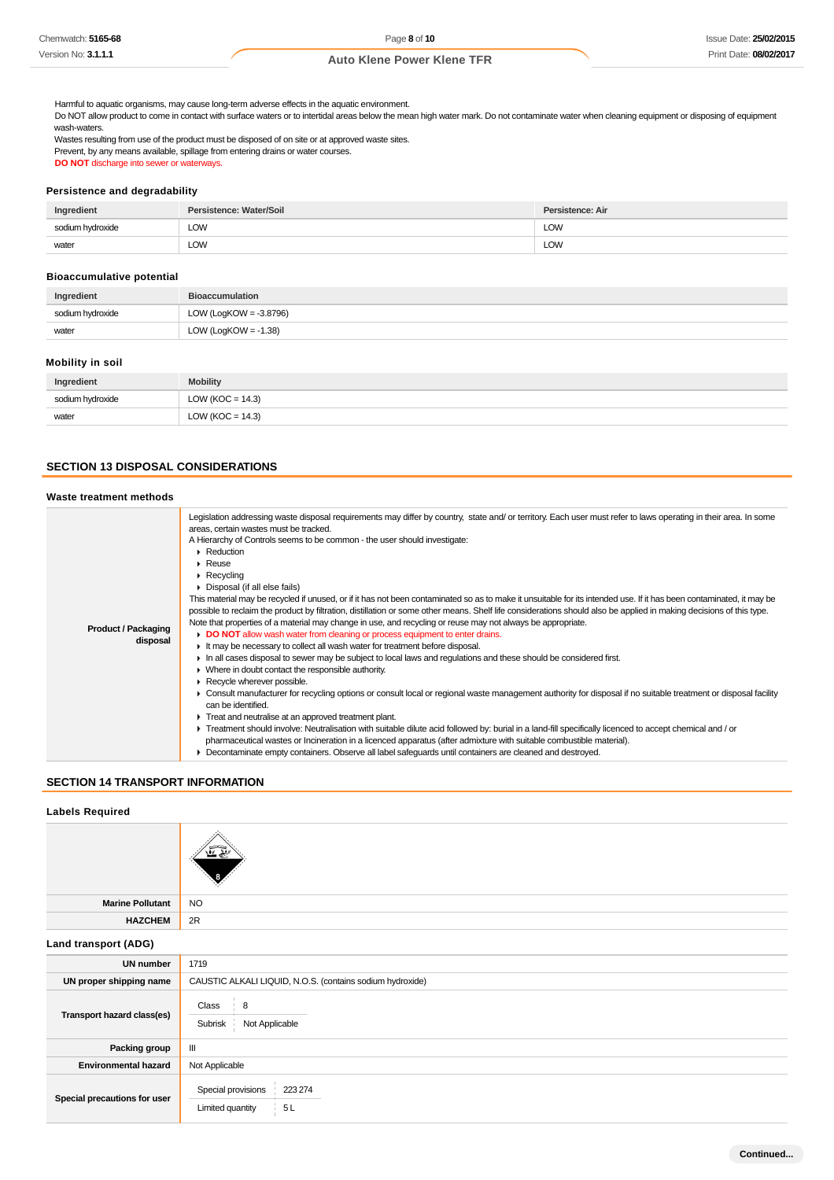Harmful to aquatic organisms, may cause long-term adverse effects in the aquatic environment.
Do NOT allow product to come in contact with surface waters or to intertidal areas below the mean high water mark. Do not contaminate water when cleaning equipment or disposing of equipment wash-waters.
Wastes resulting from use of the product must be disposed of on site or at approved waste sites.
Prevent, by any means available, spillage from entering drains or water courses.
**DO NOT** discharge into sewer or waterways.

### Persistence and degradability

| Ingredient | Persistence: Water/Soil | Persistence: Air |
|---|---|---|
| sodium hydroxide | LOW | LOW |
| water | LOW | LOW |

### Bioaccumulative potential

| Ingredient | Bioaccumulation |
|---|---|
| sodium hydroxide | LOW (LogKOW = -3.8796) |
| water | LOW (LogKOW = -1.38) |

### Mobility in soil

| Ingredient | Mobility |
|---|---|
| sodium hydroxide | LOW (KOC = 14.3) |
| water | LOW (KOC = 14.3) |

## SECTION 13 DISPOSAL CONSIDERATIONS

### Waste treatment methods

| | |
|---|---|
| **Product / Packaging disposal** | Legislation addressing waste disposal requirements may differ by country, state and/ or territory. Each user must refer to laws operating in their area. In some areas, certain wastes must be tracked.<br>A Hierarchy of Controls seems to be common - the user should investigate:<br>▸ Reduction<br>▸ Reuse<br>▸ Recycling<br>▸ Disposal (if all else fails)<br>This material may be recycled if unused, or if it has not been contaminated so as to make it unsuitable for its intended use. If it has been contaminated, it may be possible to reclaim the product by filtration, distillation or some other means. Shelf life considerations should also be applied in making decisions of this type. Note that properties of a material may change in use, and recycling or reuse may not always be appropriate.<br>▸ **DO NOT** allow wash water from cleaning or process equipment to enter drains.<br>▸ It may be necessary to collect all wash water for treatment before disposal.<br>▸ In all cases disposal to sewer may be subject to local laws and regulations and these should be considered first.<br>▸ Where in doubt contact the responsible authority.<br>▸ Recycle wherever possible.<br>▸ Consult manufacturer for recycling options or consult local or regional waste management authority for disposal if no suitable treatment or disposal facility can be identified.<br>▸ Treat and neutralise at an approved treatment plant.<br>▸ Treatment should involve: Neutralisation with suitable dilute acid followed by: burial in a land-fill specifically licenced to accept chemical and / or pharmaceutical wastes or Incineration in a licenced apparatus (after admixture with suitable combustible material).<br>▸ Decontaminate empty containers. Observe all label safeguards until containers are cleaned and destroyed. |

## SECTION 14 TRANSPORT INFORMATION

### Labels Required

| | |
|---|---|
| | 8 |
| **Marine Pollutant** | NO |
| **HAZCHEM** | 2R |

### Land transport (ADG)

| | |
|---|---|
| **UN number** | 1719 |
| **UN proper shipping name** | CAUSTIC ALKALI LIQUID, N.O.S. (contains sodium hydroxide) |
| **Transport hazard class(es)** | Class: 8<br>Subrisk: Not Applicable |
| **Packing group** | III |
| **Environmental hazard** | Not Applicable |
| **Special precautions for user** | Special provisions: 223 274<br>Limited quantity: 5 L |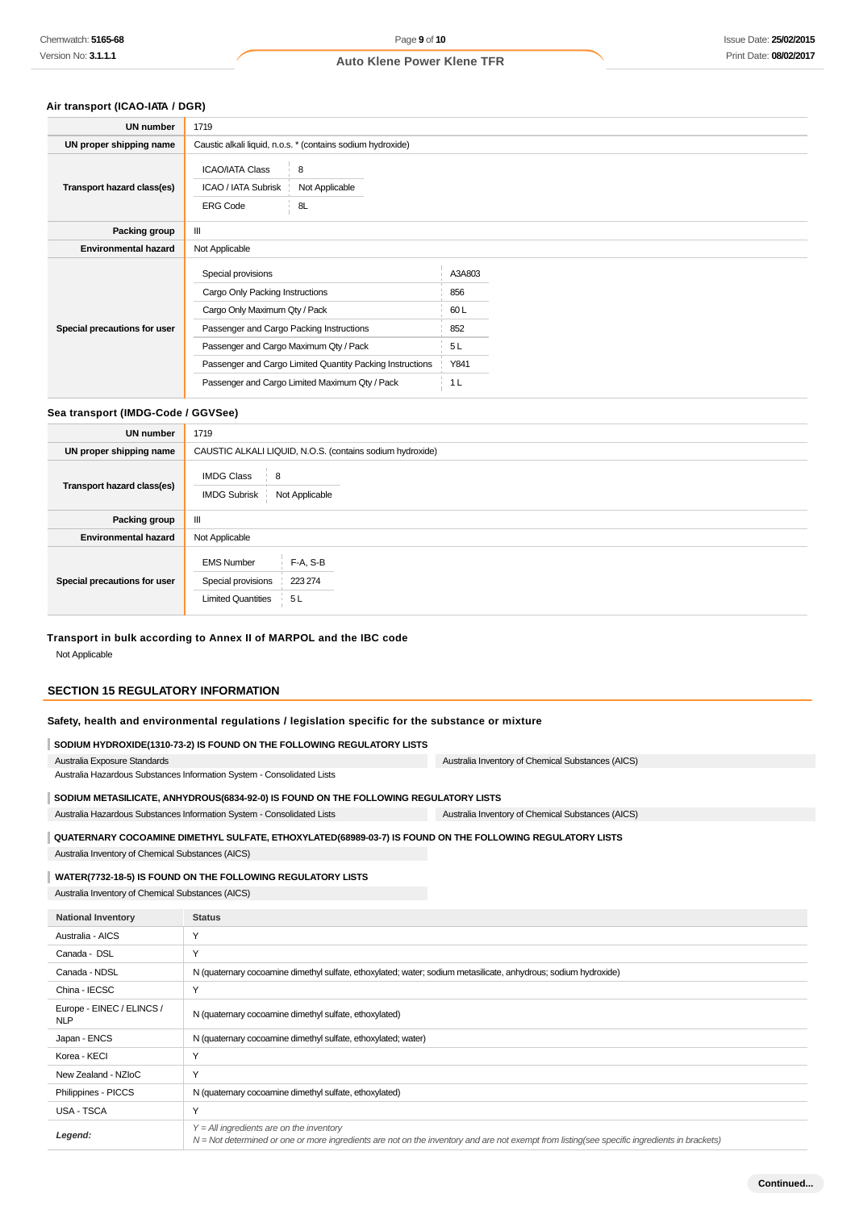### Air transport (ICAO-IATA / DGR)

| | |
|---|---|
| **UN number** | 1719 |
| **UN proper shipping name** | Caustic alkali liquid, n.o.s. * (contains sodium hydroxide) |
| **Transport hazard class(es)** | ICAO/IATA Class: 8<br>ICAO / IATA Subrisk: Not Applicable<br>ERG Code: 8L |
| **Packing group** | III |
| **Environmental hazard** | Not Applicable |
| **Special precautions for user** | Special provisions: A3A803<br>Cargo Only Packing Instructions: 856<br>Cargo Only Maximum Qty / Pack: 60 L<br>Passenger and Cargo Packing Instructions: 852<br>Passenger and Cargo Maximum Qty / Pack: 5 L<br>Passenger and Cargo Limited Quantity Packing Instructions: Y841<br>Passenger and Cargo Limited Maximum Qty / Pack: 1 L |

### Sea transport (IMDG-Code / GGVSee)

| | |
|---|---|
| **UN number** | 1719 |
| **UN proper shipping name** | CAUSTIC ALKALI LIQUID, N.O.S. (contains sodium hydroxide) |
| **Transport hazard class(es)** | IMDG Class: 8<br>IMDG Subrisk: Not Applicable |
| **Packing group** | III |
| **Environmental hazard** | Not Applicable |
| **Special precautions for user** | EMS Number: F-A, S-B<br>Special provisions: 223 274<br>Limited Quantities: 5 L |

### Transport in bulk according to Annex II of MARPOL and the IBC code

Not Applicable

## SECTION 15 REGULATORY INFORMATION

### Safety, health and environmental regulations / legislation specific for the substance or mixture

**SODIUM HYDROXIDE(1310-73-2) IS FOUND ON THE FOLLOWING REGULATORY LISTS**

Australia Exposure Standards
Australia Hazardous Substances Information System - Consolidated Lists
Australia Inventory of Chemical Substances (AICS)

**SODIUM METASILICATE, ANHYDROUS(6834-92-0) IS FOUND ON THE FOLLOWING REGULATORY LISTS**

Australia Hazardous Substances Information System - Consolidated Lists
Australia Inventory of Chemical Substances (AICS)

**QUATERNARY COCOAMINE DIMETHYL SULFATE, ETHOXYLATED(68989-03-7) IS FOUND ON THE FOLLOWING REGULATORY LISTS**

Australia Inventory of Chemical Substances (AICS)

**WATER(7732-18-5) IS FOUND ON THE FOLLOWING REGULATORY LISTS**

Australia Inventory of Chemical Substances (AICS)

| National Inventory | Status |
|---|---|
| Australia - AICS | Y |
| Canada - DSL | Y |
| Canada - NDSL | N (quaternary cocoamine dimethyl sulfate, ethoxylated; water; sodium metasilicate, anhydrous; sodium hydroxide) |
| China - IECSC | Y |
| Europe - EINEC / ELINCS / NLP | N (quaternary cocoamine dimethyl sulfate, ethoxylated) |
| Japan - ENCS | N (quaternary cocoamine dimethyl sulfate, ethoxylated; water) |
| Korea - KECI | Y |
| New Zealand - NZIoC | Y |
| Philippines - PICCS | N (quaternary cocoamine dimethyl sulfate, ethoxylated) |
| USA - TSCA | Y |
| ***Legend:*** | *Y = All ingredients are on the inventory*<br>*N = Not determined or one or more ingredients are not on the inventory and are not exempt from listing(see specific ingredients in brackets)* |

**Continued...**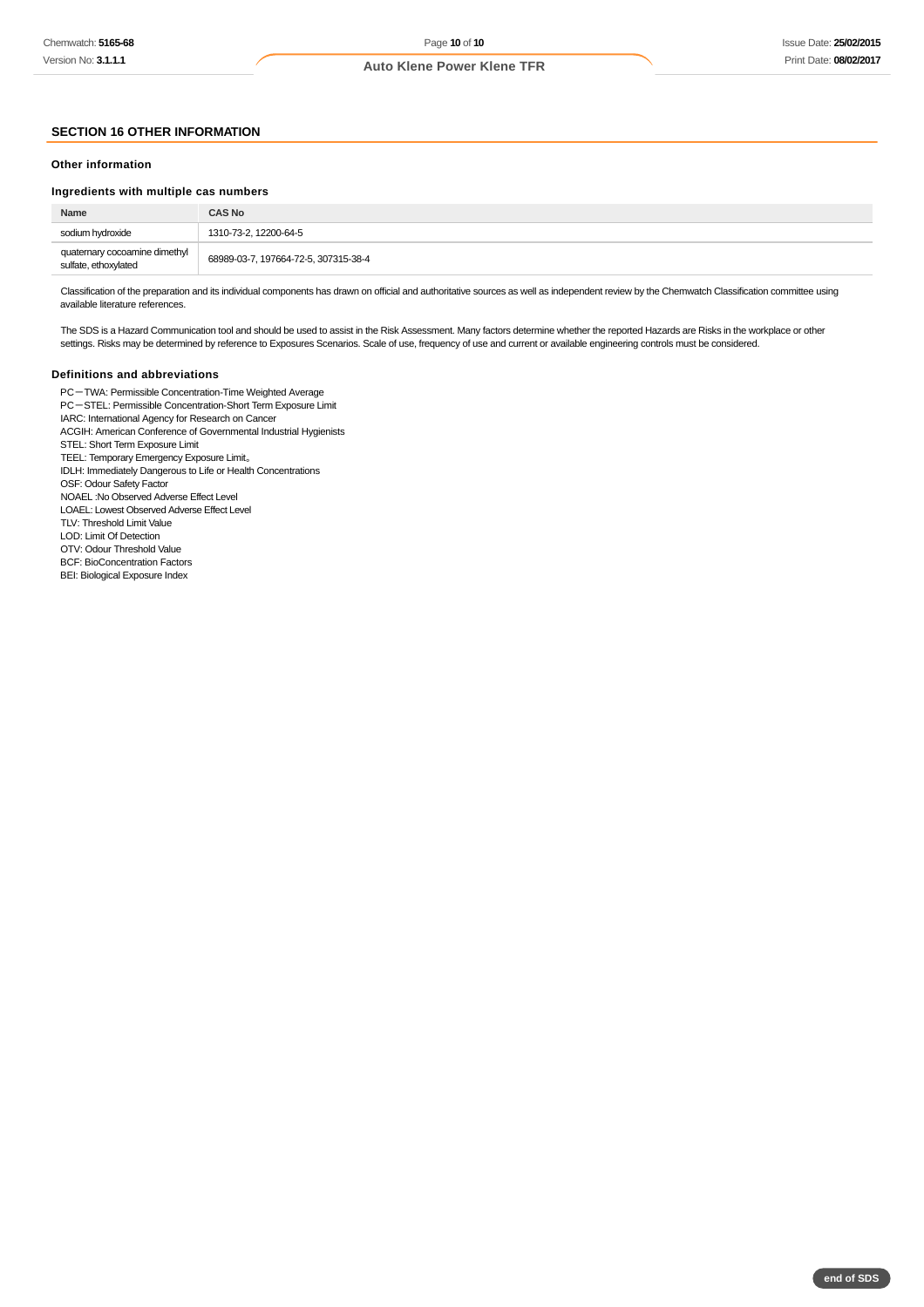## SECTION 16 OTHER INFORMATION

### Other information

### Ingredients with multiple cas numbers

| Name | CAS No |
|---|---|
| sodium hydroxide | 1310-73-2, 12200-64-5 |
| quaternary cocoamine dimethyl sulfate, ethoxylated | 68989-03-7, 197664-72-5, 307315-38-4 |

Classification of the preparation and its individual components has drawn on official and authoritative sources as well as independent review by the Chemwatch Classification committee using available literature references.

The SDS is a Hazard Communication tool and should be used to assist in the Risk Assessment. Many factors determine whether the reported Hazards are Risks in the workplace or other settings. Risks may be determined by reference to Exposures Scenarios. Scale of use, frequency of use and current or available engineering controls must be considered.

### Definitions and abbreviations

PC－TWA: Permissible Concentration-Time Weighted Average
PC－STEL: Permissible Concentration-Short Term Exposure Limit
IARC: International Agency for Research on Cancer
ACGIH: American Conference of Governmental Industrial Hygienists
STEL: Short Term Exposure Limit
TEEL: Temporary Emergency Exposure Limit。
IDLH: Immediately Dangerous to Life or Health Concentrations
OSF: Odour Safety Factor
NOAEL :No Observed Adverse Effect Level
LOAEL: Lowest Observed Adverse Effect Level
TLV: Threshold Limit Value
LOD: Limit Of Detection
OTV: Odour Threshold Value
BCF: BioConcentration Factors
BEI: Biological Exposure Index

end of SDS